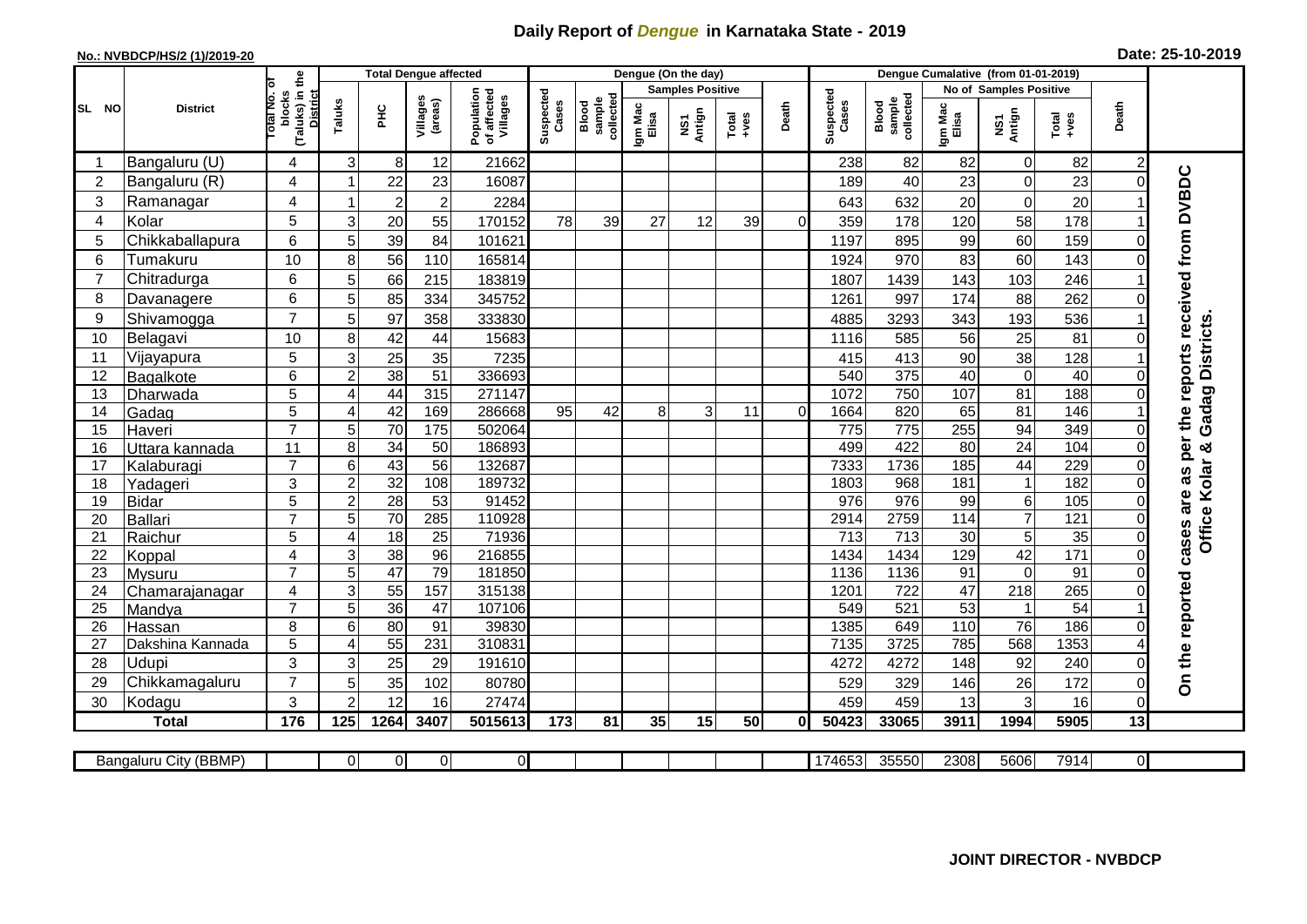# Daily Report of *Dengue* in Karnataka State - 2019

**No.: NVBDCP/HS/2 (1)/2019-20**

**Date: 25-10-2019**

| SL NO | District | Total No. of blocks (Taluks) in the District | Total Dengue affected | | | | Dengue (On the day) | | | | | | Dengue Cumalative (from 01-01-2019) | | | | | | |
|---|---|---|---|---|---|---|---|---|---|---|---|---|---|---|---|---|---|---|---|
| | | | Taluks | PHC | Villages (areas) | Population of affected Villages | Suspected Cases | Blood sample collected | Samples Positive | | | Death | Suspected Cases | Blood sample collected | No of Samples Positive | | | Death | |
| | | | | | | | | | Igm Mac Elisa | NS1 Antign | Total +ves | | | | Igm Mac Elisa | NS1 Antign | Total +ves | | |
| 1 | Bangaluru (U) | 4 | 3 | 8 | 12 | 21662 | | | | | | | 238 | 82 | 82 | 0 | 82 | 2 | On the reported cases are as per the reports received from DVBDC Office Kolar & Gadag Districts. |
| 2 | Bangaluru (R) | 4 | 1 | 22 | 23 | 16087 | | | | | | | 189 | 40 | 23 | 0 | 23 | 0 | |
| 3 | Ramanagar | 4 | 1 | 2 | 2 | 2284 | | | | | | | 643 | 632 | 20 | 0 | 20 | 1 | |
| 4 | Kolar | 5 | 3 | 20 | 55 | 170152 | 78 | 39 | 27 | 12 | 39 | 0 | 359 | 178 | 120 | 58 | 178 | 1 | |
| 5 | Chikkaballapura | 6 | 5 | 39 | 84 | 101621 | | | | | | | 1197 | 895 | 99 | 60 | 159 | 0 | |
| 6 | Tumakuru | 10 | 8 | 56 | 110 | 165814 | | | | | | | 1924 | 970 | 83 | 60 | 143 | 0 | |
| 7 | Chitradurga | 6 | 5 | 66 | 215 | 183819 | | | | | | | 1807 | 1439 | 143 | 103 | 246 | 1 | |
| 8 | Davanagere | 6 | 5 | 85 | 334 | 345752 | | | | | | | 1261 | 997 | 174 | 88 | 262 | 0 | |
| 9 | Shivamogga | 7 | 5 | 97 | 358 | 333830 | | | | | | | 4885 | 3293 | 343 | 193 | 536 | 1 | |
| 10 | Belagavi | 10 | 8 | 42 | 44 | 15683 | | | | | | | 1116 | 585 | 56 | 25 | 81 | 0 | |
| 11 | Vijayapura | 5 | 3 | 25 | 35 | 7235 | | | | | | | 415 | 413 | 90 | 38 | 128 | 1 | |
| 12 | Bagalkote | 6 | 2 | 38 | 51 | 336693 | | | | | | | 540 | 375 | 40 | 0 | 40 | 0 | |
| 13 | Dharwada | 5 | 4 | 44 | 315 | 271147 | | | | | | | 1072 | 750 | 107 | 81 | 188 | 0 | |
| 14 | Gadag | 5 | 4 | 42 | 169 | 286668 | 95 | 42 | 8 | 3 | 11 | 0 | 1664 | 820 | 65 | 81 | 146 | 1 | |
| 15 | Haveri | 7 | 5 | 70 | 175 | 502064 | | | | | | | 775 | 775 | 255 | 94 | 349 | 0 | |
| 16 | Uttara kannada | 11 | 8 | 34 | 50 | 186893 | | | | | | | 499 | 422 | 80 | 24 | 104 | 0 | |
| 17 | Kalaburagi | 7 | 6 | 43 | 56 | 132687 | | | | | | | 7333 | 1736 | 185 | 44 | 229 | 0 | |
| 18 | Yadageri | 3 | 2 | 32 | 108 | 189732 | | | | | | | 1803 | 968 | 181 | 1 | 182 | 0 | |
| 19 | Bidar | 5 | 2 | 28 | 53 | 91452 | | | | | | | 976 | 976 | 99 | 6 | 105 | 0 | |
| 20 | Ballari | 7 | 5 | 70 | 285 | 110928 | | | | | | | 2914 | 2759 | 114 | 7 | 121 | 0 | |
| 21 | Raichur | 5 | 4 | 18 | 25 | 71936 | | | | | | | 713 | 713 | 30 | 5 | 35 | 0 | |
| 22 | Koppal | 4 | 3 | 38 | 96 | 216855 | | | | | | | 1434 | 1434 | 129 | 42 | 171 | 0 | |
| 23 | Mysuru | 7 | 5 | 47 | 79 | 181850 | | | | | | | 1136 | 1136 | 91 | 0 | 91 | 0 | |
| 24 | Chamarajanagar | 4 | 3 | 55 | 157 | 315138 | | | | | | | 1201 | 722 | 47 | 218 | 265 | 0 | |
| 25 | Mandya | 7 | 5 | 36 | 47 | 107106 | | | | | | | 549 | 521 | 53 | 1 | 54 | 1 | |
| 26 | Hassan | 8 | 6 | 80 | 91 | 39830 | | | | | | | 1385 | 649 | 110 | 76 | 186 | 0 | |
| 27 | Dakshina Kannada | 5 | 4 | 55 | 231 | 310831 | | | | | | | 7135 | 3725 | 785 | 568 | 1353 | 4 | |
| 28 | Udupi | 3 | 3 | 25 | 29 | 191610 | | | | | | | 4272 | 4272 | 148 | 92 | 240 | 0 | |
| 29 | Chikkamagaluru | 7 | 5 | 35 | 102 | 80780 | | | | | | | 529 | 329 | 146 | 26 | 172 | 0 | |
| 30 | Kodagu | 3 | 2 | 12 | 16 | 27474 | | | | | | | 459 | 459 | 13 | 3 | 16 | 0 | |
| | **Total** | **176** | **125** | **1264** | **3407** | **5015613** | **173** | **81** | **35** | **15** | **50** | **0** | **50423** | **33065** | **3911** | **1994** | **5905** | **13** | |

| Bangaluru City (BBMP) | | 0 | 0 | 0 | 0 | | | | | | | 174653 | 35550 | 2308 | 5606 | 7914 | 0 | |
|---|---|---|---|---|---|---|---|---|---|---|---|---|---|---|---|---|---|---|

**JOINT DIRECTOR - NVBDCP**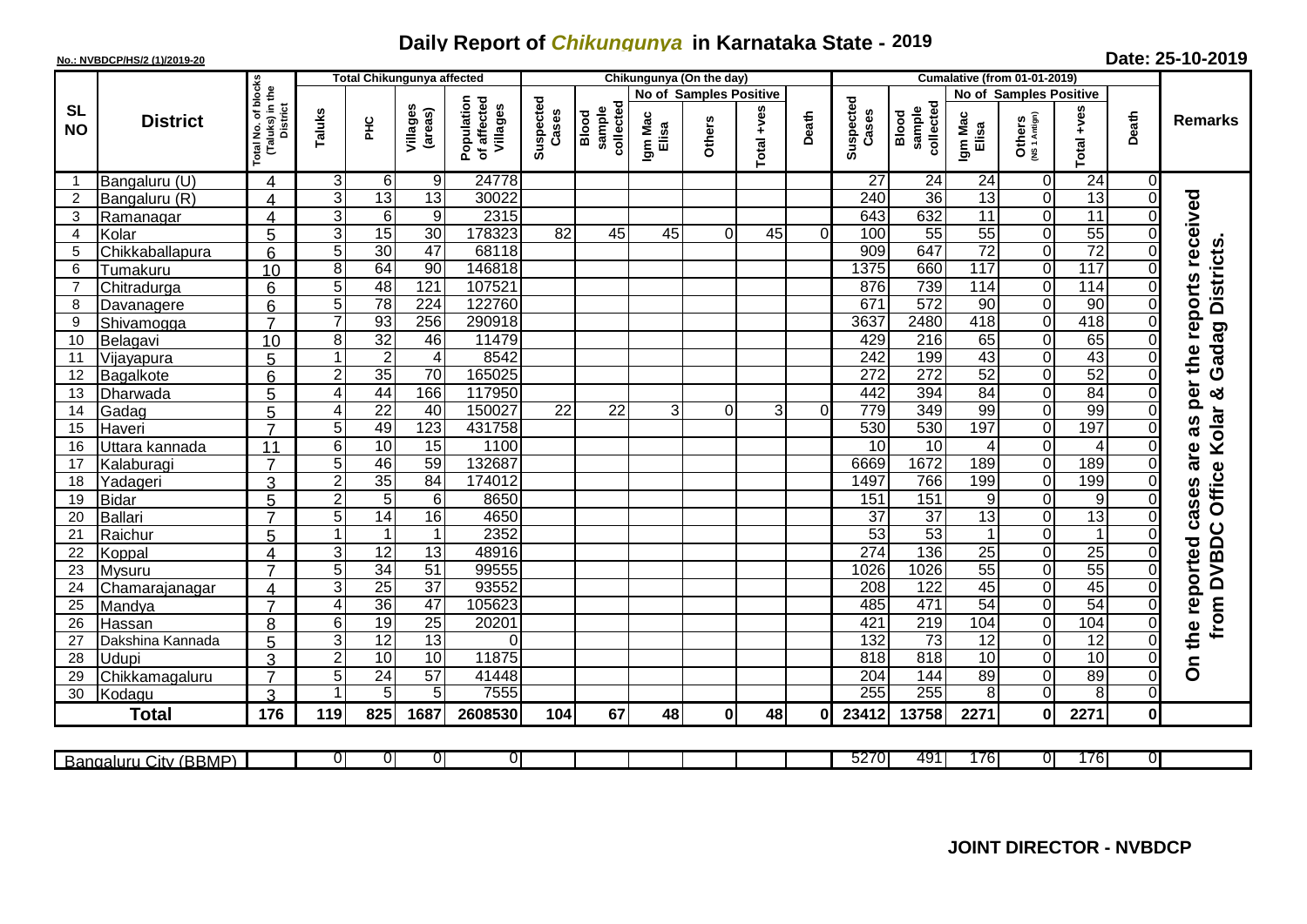# Daily Report of *Chikungunya* in Karnataka State - 2019

**No.: NVBDCP/HS/2 (1)/2019-20**

**Date: 25-10-2019**

| SL NO | District | Total No. of blocks (Taluks) in the District | Total Chikungunya affected | | | | Chikungunya (On the day) | | | | | | | Cumalative (from 01-01-2019) | | | | | | | Remarks |
|---|---|---|---|---|---|---|---|---|---|---|---|---|---|---|---|---|---|---|---|---|---|
| | | | | | | | | | No of Samples Positive | | | | | | | No of Samples Positive | | | | | |
| | | | Taluks | PHC | Villages (areas) | Population of affected Villages | Suspected Cases | Blood sample collected | Igm Mac Elisa | Others | Total +ves | Death | Suspected Cases | Blood sample collected | Igm Mac Elisa | Others (NS1 Antign) | Total +ves | Death | |
| 1 | Bangaluru (U) | 4 | 3 | 6 | 9 | 24778 | | | | | | | 27 | 24 | 24 | 0 | 24 | 0 | On the reported cases are as per the reports received from DVBDC Office Kolar & Gadag Districts. |
| 2 | Bangaluru (R) | 4 | 3 | 13 | 13 | 30022 | | | | | | | 240 | 36 | 13 | 0 | 13 | 0 | |
| 3 | Ramanagar | 4 | 3 | 6 | 9 | 2315 | | | | | | | 643 | 632 | 11 | 0 | 11 | 0 | |
| 4 | Kolar | 5 | 3 | 15 | 30 | 178323 | 82 | 45 | 45 | 0 | 45 | 0 | 100 | 55 | 55 | 0 | 55 | 0 | |
| 5 | Chikkaballapura | 6 | 5 | 30 | 47 | 68118 | | | | | | | 909 | 647 | 72 | 0 | 72 | 0 | |
| 6 | Tumakuru | 10 | 8 | 64 | 90 | 146818 | | | | | | | 1375 | 660 | 117 | 0 | 117 | 0 | |
| 7 | Chitradurga | 6 | 5 | 48 | 121 | 107521 | | | | | | | 876 | 739 | 114 | 0 | 114 | 0 | |
| 8 | Davanagere | 6 | 5 | 78 | 224 | 122760 | | | | | | | 671 | 572 | 90 | 0 | 90 | 0 | |
| 9 | Shivamogga | 7 | 7 | 93 | 256 | 290918 | | | | | | | 3637 | 2480 | 418 | 0 | 418 | 0 | |
| 10 | Belagavi | 10 | 8 | 32 | 46 | 11479 | | | | | | | 429 | 216 | 65 | 0 | 65 | 0 | |
| 11 | Vijayapura | 5 | 1 | 2 | 4 | 8542 | | | | | | | 242 | 199 | 43 | 0 | 43 | 0 | |
| 12 | Bagalkote | 6 | 2 | 35 | 70 | 165025 | | | | | | | 272 | 272 | 52 | 0 | 52 | 0 | |
| 13 | Dharwada | 5 | 4 | 44 | 166 | 117950 | | | | | | | 442 | 394 | 84 | 0 | 84 | 0 | |
| 14 | Gadag | 5 | 4 | 22 | 40 | 150027 | 22 | 22 | 3 | 0 | 3 | 0 | 779 | 349 | 99 | 0 | 99 | 0 | |
| 15 | Haveri | 7 | 5 | 49 | 123 | 431758 | | | | | | | 530 | 530 | 197 | 0 | 197 | 0 | |
| 16 | Uttara kannada | 11 | 6 | 10 | 15 | 1100 | | | | | | | 10 | 10 | 4 | 0 | 4 | 0 | |
| 17 | Kalaburagi | 7 | 5 | 46 | 59 | 132687 | | | | | | | 6669 | 1672 | 189 | 0 | 189 | 0 | |
| 18 | Yadageri | 3 | 2 | 35 | 84 | 174012 | | | | | | | 1497 | 766 | 199 | 0 | 199 | 0 | |
| 19 | Bidar | 5 | 2 | 5 | 6 | 8650 | | | | | | | 151 | 151 | 9 | 0 | 9 | 0 | |
| 20 | Ballari | 7 | 5 | 14 | 16 | 4650 | | | | | | | 37 | 37 | 13 | 0 | 13 | 0 | |
| 21 | Raichur | 5 | 1 | 1 | 1 | 2352 | | | | | | | 53 | 53 | 1 | 0 | 1 | 0 | |
| 22 | Koppal | 4 | 3 | 12 | 13 | 48916 | | | | | | | 274 | 136 | 25 | 0 | 25 | 0 | |
| 23 | Mysuru | 7 | 5 | 34 | 51 | 99555 | | | | | | | 1026 | 1026 | 55 | 0 | 55 | 0 | |
| 24 | Chamarajanagar | 4 | 3 | 25 | 37 | 93552 | | | | | | | 208 | 122 | 45 | 0 | 45 | 0 | |
| 25 | Mandya | 7 | 4 | 36 | 47 | 105623 | | | | | | | 485 | 471 | 54 | 0 | 54 | 0 | |
| 26 | Hassan | 8 | 6 | 19 | 25 | 20201 | | | | | | | 421 | 219 | 104 | 0 | 104 | 0 | |
| 27 | Dakshina Kannada | 5 | 3 | 12 | 13 | 0 | | | | | | | 132 | 73 | 12 | 0 | 12 | 0 | |
| 28 | Udupi | 3 | 2 | 10 | 10 | 11875 | | | | | | | 818 | 818 | 10 | 0 | 10 | 0 | |
| 29 | Chikkamagaluru | 7 | 5 | 24 | 57 | 41448 | | | | | | | 204 | 144 | 89 | 0 | 89 | 0 | |
| 30 | Kodagu | 3 | 1 | 5 | 5 | 7555 | | | | | | | 255 | 255 | 8 | 0 | 8 | 0 | |
| **Total** | | **176** | **119** | **825** | **1687** | **2608530** | **104** | **67** | **48** | **0** | **48** | **0** | **23412** | **13758** | **2271** | **0** | **2271** | **0** | |

| | | | | | | | | | | | | | | | | | | |
|---|---|---|---|---|---|---|---|---|---|---|---|---|---|---|---|---|---|---|
| Bangaluru City (BBMP) | | 0 | 0 | 0 | 0 | | | | | | | 5270 | 491 | 176 | 0 | 176 | 0 | |

**JOINT DIRECTOR - NVBDCP**